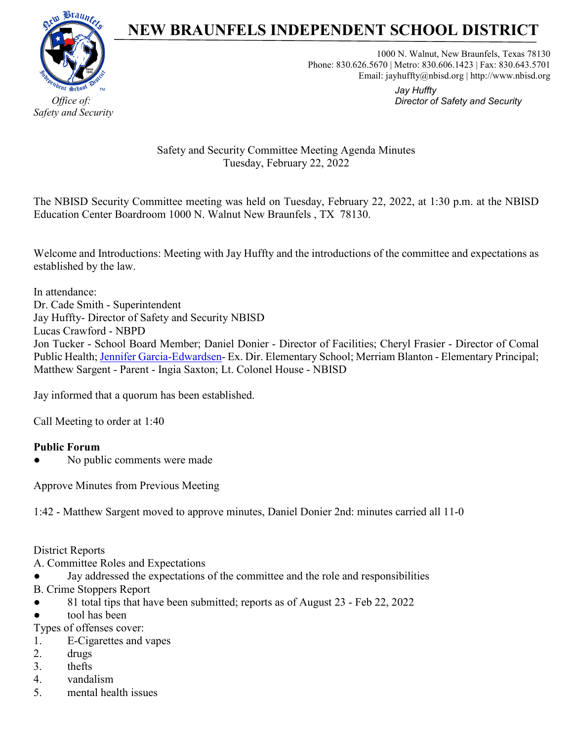# NEW BRAUNFELS INDEPENDENT SCHOOL DISTRICT

1000 N. Walnut, New Braunfels, Texas 78130
Phone: 830.626.5670 | Metro: 830.606.1423 | Fax: 830.643.5701
Email: jayhuffty@nbisd.org | http://www.nbisd.org

*Office of:*
*Safety and Security*

*Jay Huffty*
*Director of Safety and Security*

Safety and Security Committee Meeting Agenda Minutes
Tuesday, February 22, 2022

The NBISD Security Committee meeting was held on Tuesday, February 22, 2022, at 1:30 p.m. at the NBISD Education Center Boardroom 1000 N. Walnut New Braunfels , TX 78130.

Welcome and Introductions: Meeting with Jay Huffty and the introductions of the committee and expectations as established by the law.

In attendance:
Dr. Cade Smith - Superintendent
Jay Huffty- Director of Safety and Security NBISD
Lucas Crawford - NBPD
Jon Tucker - School Board Member; Daniel Donier - Director of Facilities; Cheryl Frasier - Director of Comal Public Health; Jennifer Garcia-Edwardsen- Ex. Dir. Elementary School; Merriam Blanton - Elementary Principal; Matthew Sargent - Parent - Ingia Saxton; Lt. Colonel House - NBISD

Jay informed that a quorum has been established.

Call Meeting to order at 1:40

**Public Forum**
- No public comments were made

Approve Minutes from Previous Meeting

1:42 - Matthew Sargent moved to approve minutes, Daniel Donier 2nd: minutes carried all 11-0

District Reports
A. Committee Roles and Expectations
- Jay addressed the expectations of the committee and the role and responsibilities

B. Crime Stoppers Report
- 81 total tips that have been submitted; reports as of August 23 - Feb 22, 2022
- tool has been

Types of offenses cover:
1. E-Cigarettes and vapes
2. drugs
3. thefts
4. vandalism
5. mental health issues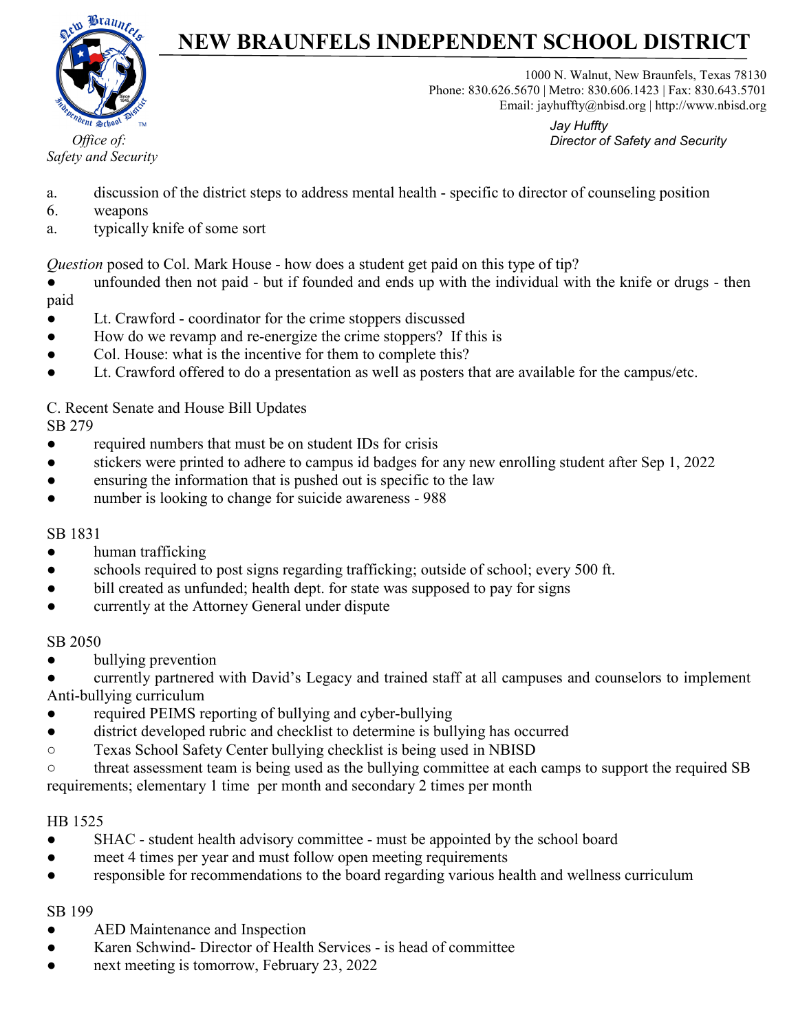# NEW BRAUNFELS INDEPENDENT SCHOOL DISTRICT

1000 N. Walnut, New Braunfels, Texas 78130
Phone: 830.626.5670 | Metro: 830.606.1423 | Fax: 830.643.5701
Email: jayhuffty@nbisd.org | http://www.nbisd.org

*Office of:*
*Safety and Security*

*Jay Huffty*
*Director of Safety and Security*

a. discussion of the district steps to address mental health - specific to director of counseling position

6. weapons

a. typically knife of some sort

*Question* posed to Col. Mark House - how does a student get paid on this type of tip?

- unfounded then not paid - but if founded and ends up with the individual with the knife or drugs - then paid
- Lt. Crawford - coordinator for the crime stoppers discussed
- How do we revamp and re-energize the crime stoppers? If this is
- Col. House: what is the incentive for them to complete this?
- Lt. Crawford offered to do a presentation as well as posters that are available for the campus/etc.

C. Recent Senate and House Bill Updates

SB 279

- required numbers that must be on student IDs for crisis
- stickers were printed to adhere to campus id badges for any new enrolling student after Sep 1, 2022
- ensuring the information that is pushed out is specific to the law
- number is looking to change for suicide awareness - 988

SB 1831

- human trafficking
- schools required to post signs regarding trafficking; outside of school; every 500 ft.
- bill created as unfunded; health dept. for state was supposed to pay for signs
- currently at the Attorney General under dispute

SB 2050

- bullying prevention
- currently partnered with David's Legacy and trained staff at all campuses and counselors to implement Anti-bullying curriculum
- required PEIMS reporting of bullying and cyber-bullying
- district developed rubric and checklist to determine is bullying has occurred
  - Texas School Safety Center bullying checklist is being used in NBISD
  - threat assessment team is being used as the bullying committee at each camps to support the required SB requirements; elementary 1 time per month and secondary 2 times per month

HB 1525

- SHAC - student health advisory committee - must be appointed by the school board
- meet 4 times per year and must follow open meeting requirements
- responsible for recommendations to the board regarding various health and wellness curriculum

SB 199

- AED Maintenance and Inspection
- Karen Schwind- Director of Health Services - is head of committee
- next meeting is tomorrow, February 23, 2022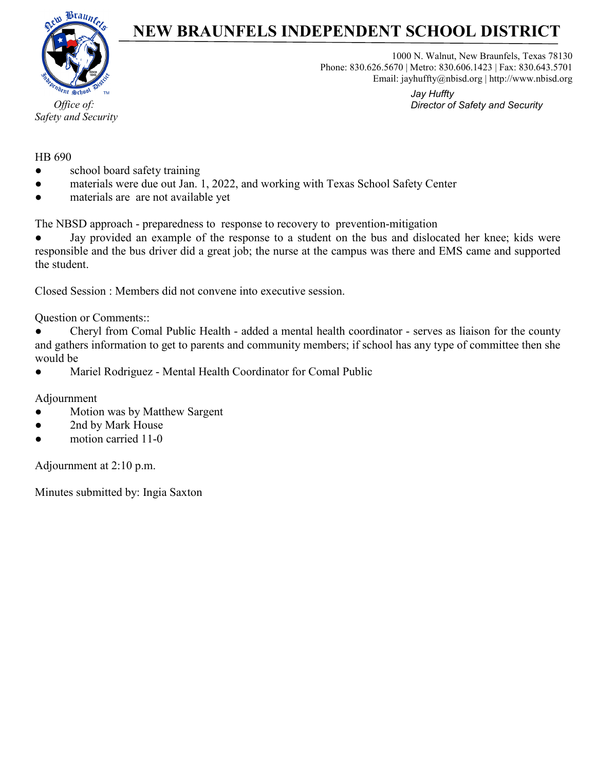// NEW BRAUNFELS INDEPENDENT SCHOOL DISTRICT

1000 N. Walnut, New Braunfels, Texas 78130
Phone: 830.626.5670 | Metro: 830.606.1423 | Fax: 830.643.5701
Email: jayhuffty@nbisd.org | http://www.nbisd.org

*Office of:*
*Safety and Security*

*Jay Huffty*
*Director of Safety and Security*

HB 690

- school board safety training
- materials were due out Jan. 1, 2022, and working with Texas School Safety Center
- materials are  are not available yet

The NBSD approach - preparedness to  response to recovery to  prevention-mitigation

- Jay provided an example of the response to a student on the bus and dislocated her knee; kids were responsible and the bus driver did a great job; the nurse at the campus was there and EMS came and supported the student.

Closed Session : Members did not convene into executive session.

Question or Comments::

- Cheryl from Comal Public Health - added a mental health coordinator - serves as liaison for the county and gathers information to get to parents and community members; if school has any type of committee then she would be
- Mariel Rodriguez - Mental Health Coordinator for Comal Public

Adjournment

- Motion was by Matthew Sargent
- 2nd by Mark House
- motion carried 11-0

Adjournment at 2:10 p.m.

Minutes submitted by: Ingia Saxton